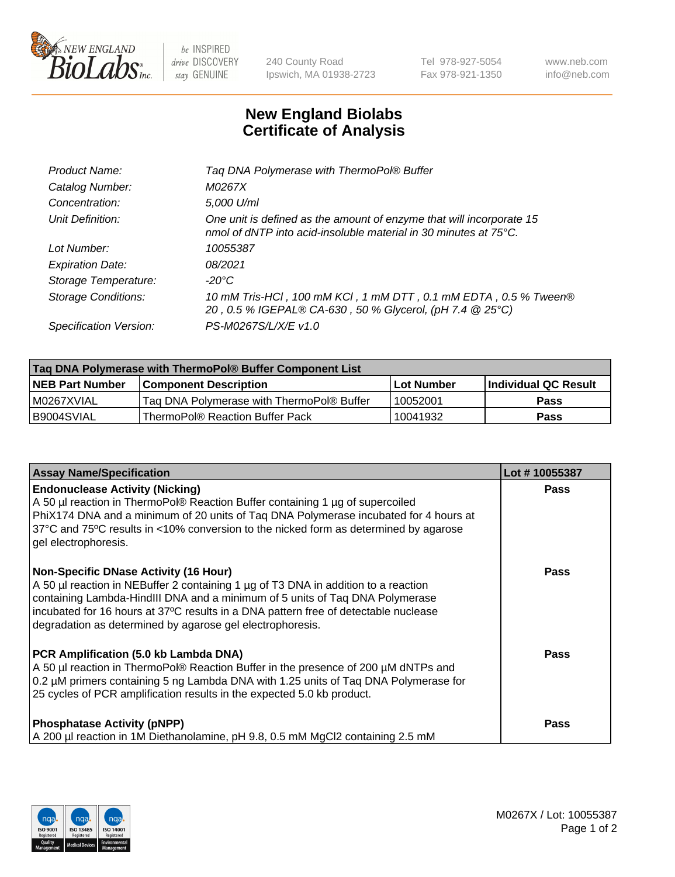New England BioLabs Inc. — be INSPIRED drive DISCOVERY stay GENUINE

240 County Road
Ipswich, MA 01938-2723

Tel 978-927-5054
Fax 978-921-1350

www.neb.com
info@neb.com

# New England Biolabs Certificate of Analysis

| | |
|---|---|
| *Product Name:* | *Taq DNA Polymerase with ThermoPol® Buffer* |
| *Catalog Number:* | *M0267X* |
| *Concentration:* | *5,000 U/ml* |
| *Unit Definition:* | *One unit is defined as the amount of enzyme that will incorporate 15 nmol of dNTP into acid-insoluble material in 30 minutes at 75°C.* |
| *Lot Number:* | *10055387* |
| *Expiration Date:* | *08/2021* |
| *Storage Temperature:* | *-20°C* |
| *Storage Conditions:* | *10 mM Tris-HCl , 100 mM KCl , 1 mM DTT , 0.1 mM EDTA , 0.5 % Tween® 20 , 0.5 % IGEPAL® CA-630 , 50 % Glycerol, (pH 7.4 @ 25°C)* |
| *Specification Version:* | *PS-M0267S/L/X/E v1.0* |

| **Taq DNA Polymerase with ThermoPol® Buffer Component List** | | | |
|---|---|---|---|
| **NEB Part Number** | **Component Description** | **Lot Number** | **Individual QC Result** |
| M0267XVIAL | Taq DNA Polymerase with ThermoPol® Buffer | 10052001 | **Pass** |
| B9004SVIAL | ThermoPol® Reaction Buffer Pack | 10041932 | **Pass** |

| **Assay Name/Specification** | **Lot # 10055387** |
|---|---|
| **Endonuclease Activity (Nicking)**<br>A 50 µl reaction in ThermoPol® Reaction Buffer containing 1 µg of supercoiled PhiX174 DNA and a minimum of 20 units of Taq DNA Polymerase incubated for 4 hours at 37ºC and 75ºC results in <10% conversion to the nicked form as determined by agarose gel electrophoresis. | **Pass** |
| **Non-Specific DNase Activity (16 Hour)**<br>A 50 µl reaction in NEBuffer 2 containing 1 µg of T3 DNA in addition to a reaction containing Lambda-HindIII DNA and a minimum of 5 units of Taq DNA Polymerase incubated for 16 hours at 37ºC results in a DNA pattern free of detectable nuclease degradation as determined by agarose gel electrophoresis. | **Pass** |
| **PCR Amplification (5.0 kb Lambda DNA)**<br>A 50 µl reaction in ThermoPol® Reaction Buffer in the presence of 200 µM dNTPs and 0.2 µM primers containing 5 ng Lambda DNA with 1.25 units of Taq DNA Polymerase for 25 cycles of PCR amplification results in the expected 5.0 kb product. | **Pass** |
| **Phosphatase Activity (pNPP)**<br>A 200 µl reaction in 1M Diethanolamine, pH 9.8, 0.5 mM $MgCl_2$ containing 2.5 mM | **Pass** |

M0267X / Lot: 10055387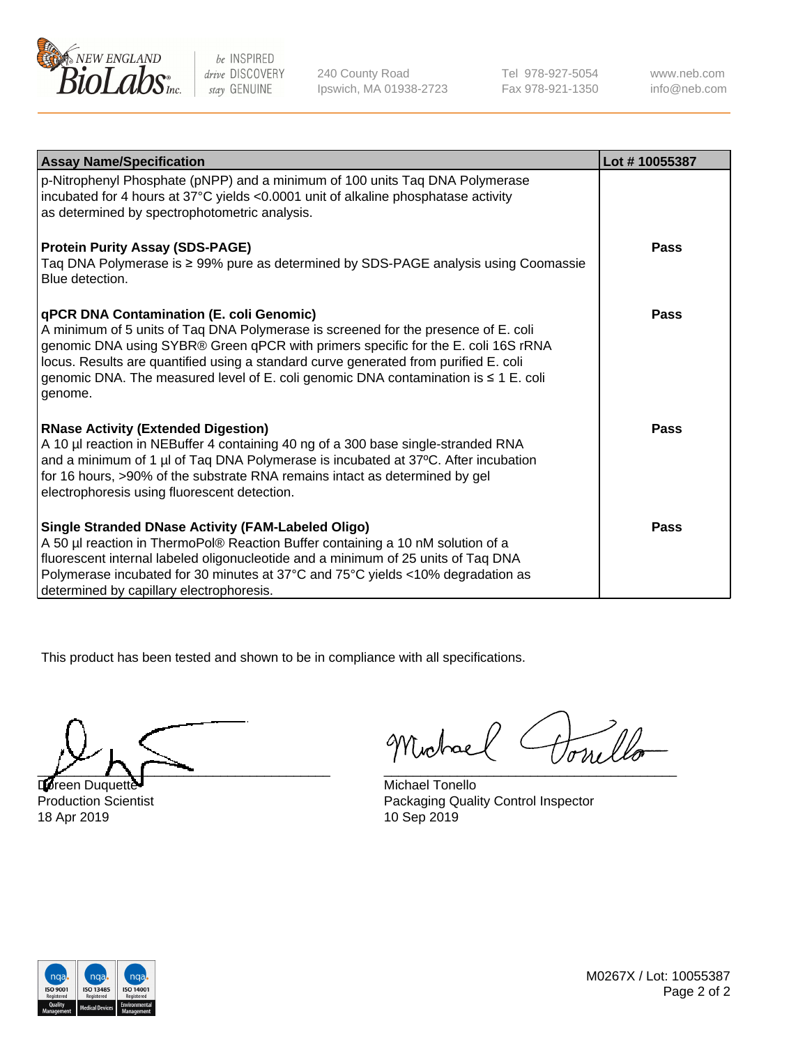| Assay Name/Specification | Lot # 10055387 |
|---|---|
| p-Nitrophenyl Phosphate (pNPP) and a minimum of 100 units Taq DNA Polymerase incubated for 4 hours at 37°C yields <0.0001 unit of alkaline phosphatase activity as determined by spectrophotometric analysis. | |
| **Protein Purity Assay (SDS-PAGE)**<br>Taq DNA Polymerase is ≥ 99% pure as determined by SDS-PAGE analysis using Coomassie Blue detection. | **Pass** |
| **qPCR DNA Contamination (E. coli Genomic)**<br>A minimum of 5 units of Taq DNA Polymerase is screened for the presence of E. coli genomic DNA using SYBR® Green qPCR with primers specific for the E. coli 16S rRNA locus. Results are quantified using a standard curve generated from purified E. coli genomic DNA. The measured level of E. coli genomic DNA contamination is ≤ 1 E. coli genome. | **Pass** |
| **RNase Activity (Extended Digestion)**<br>A 10 µl reaction in NEBuffer 4 containing 40 ng of a 300 base single-stranded RNA and a minimum of 1 µl of Taq DNA Polymerase is incubated at 37ºC. After incubation for 16 hours, >90% of the substrate RNA remains intact as determined by gel electrophoresis using fluorescent detection. | **Pass** |
| **Single Stranded DNase Activity (FAM-Labeled Oligo)**<br>A 50 µl reaction in ThermoPol® Reaction Buffer containing a 10 nM solution of a fluorescent internal labeled oligonucleotide and a minimum of 25 units of Taq DNA Polymerase incubated for 30 minutes at 37°C and 75°C yields <10% degradation as determined by capillary electrophoresis. | **Pass** |

This product has been tested and shown to be in compliance with all specifications.

Doreen Duquette
Production Scientist
18 Apr 2019

Michael Tonello
Packaging Quality Control Inspector
10 Sep 2019

M0267X / Lot: 10055387